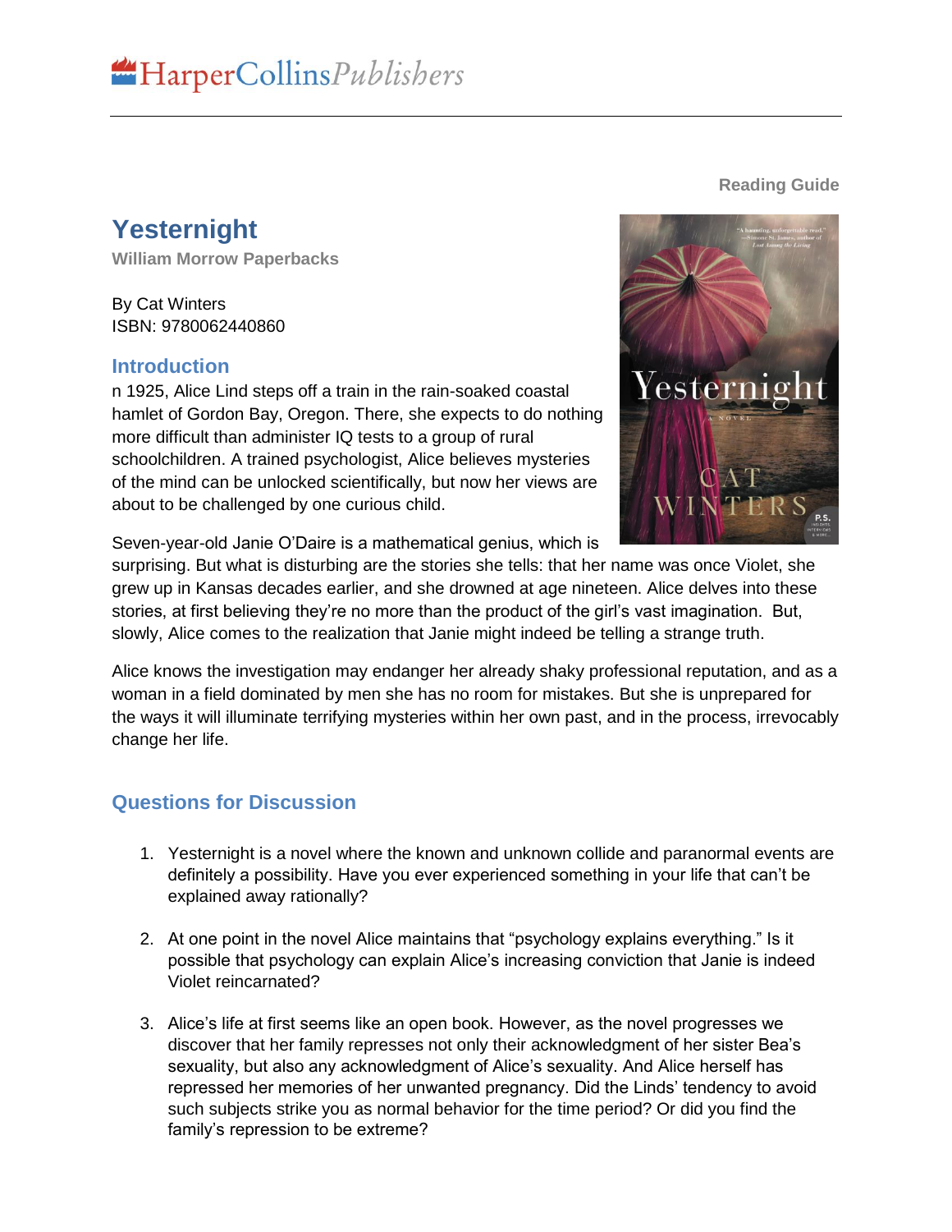HarperCollinsPublishers

Reading Guide

# Yesternight

**William Morrow Paperbacks**

By Cat Winters
ISBN: 9780062440860

## Introduction

n 1925, Alice Lind steps off a train in the rain-soaked coastal hamlet of Gordon Bay, Oregon. There, she expects to do nothing more difficult than administer IQ tests to a group of rural schoolchildren. A trained psychologist, Alice believes mysteries of the mind can be unlocked scientifically, but now her views are about to be challenged by one curious child.

Seven-year-old Janie O'Daire is a mathematical genius, which is surprising. But what is disturbing are the stories she tells: that her name was once Violet, she grew up in Kansas decades earlier, and she drowned at age nineteen. Alice delves into these stories, at first believing they're no more than the product of the girl's vast imagination. But, slowly, Alice comes to the realization that Janie might indeed be telling a strange truth.

Alice knows the investigation may endanger her already shaky professional reputation, and as a woman in a field dominated by men she has no room for mistakes. But she is unprepared for the ways it will illuminate terrifying mysteries within her own past, and in the process, irrevocably change her life.

## Questions for Discussion

1. Yesternight is a novel where the known and unknown collide and paranormal events are definitely a possibility. Have you ever experienced something in your life that can't be explained away rationally?

2. At one point in the novel Alice maintains that "psychology explains everything." Is it possible that psychology can explain Alice's increasing conviction that Janie is indeed Violet reincarnated?

3. Alice's life at first seems like an open book. However, as the novel progresses we discover that her family represses not only their acknowledgment of her sister Bea's sexuality, but also any acknowledgment of Alice's sexuality. And Alice herself has repressed her memories of her unwanted pregnancy. Did the Linds' tendency to avoid such subjects strike you as normal behavior for the time period? Or did you find the family's repression to be extreme?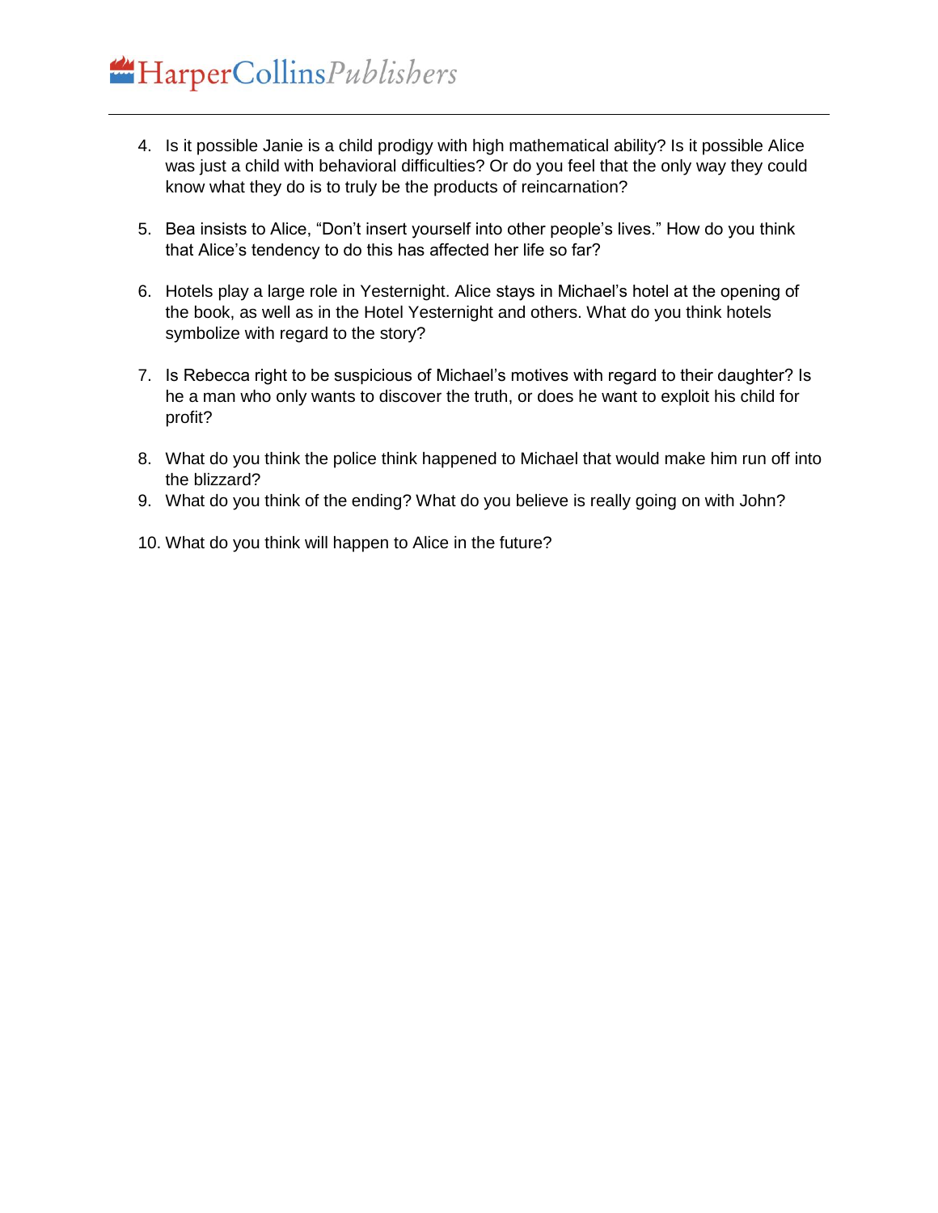4. Is it possible Janie is a child prodigy with high mathematical ability? Is it possible Alice was just a child with behavioral difficulties? Or do you feel that the only way they could know what they do is to truly be the products of reincarnation?

5. Bea insists to Alice, "Don't insert yourself into other people's lives." How do you think that Alice's tendency to do this has affected her life so far?

6. Hotels play a large role in Yesternight. Alice stays in Michael's hotel at the opening of the book, as well as in the Hotel Yesternight and others. What do you think hotels symbolize with regard to the story?

7. Is Rebecca right to be suspicious of Michael's motives with regard to their daughter? Is he a man who only wants to discover the truth, or does he want to exploit his child for profit?

8. What do you think the police think happened to Michael that would make him run off into the blizzard?
9. What do you think of the ending? What do you believe is really going on with John?

10. What do you think will happen to Alice in the future?